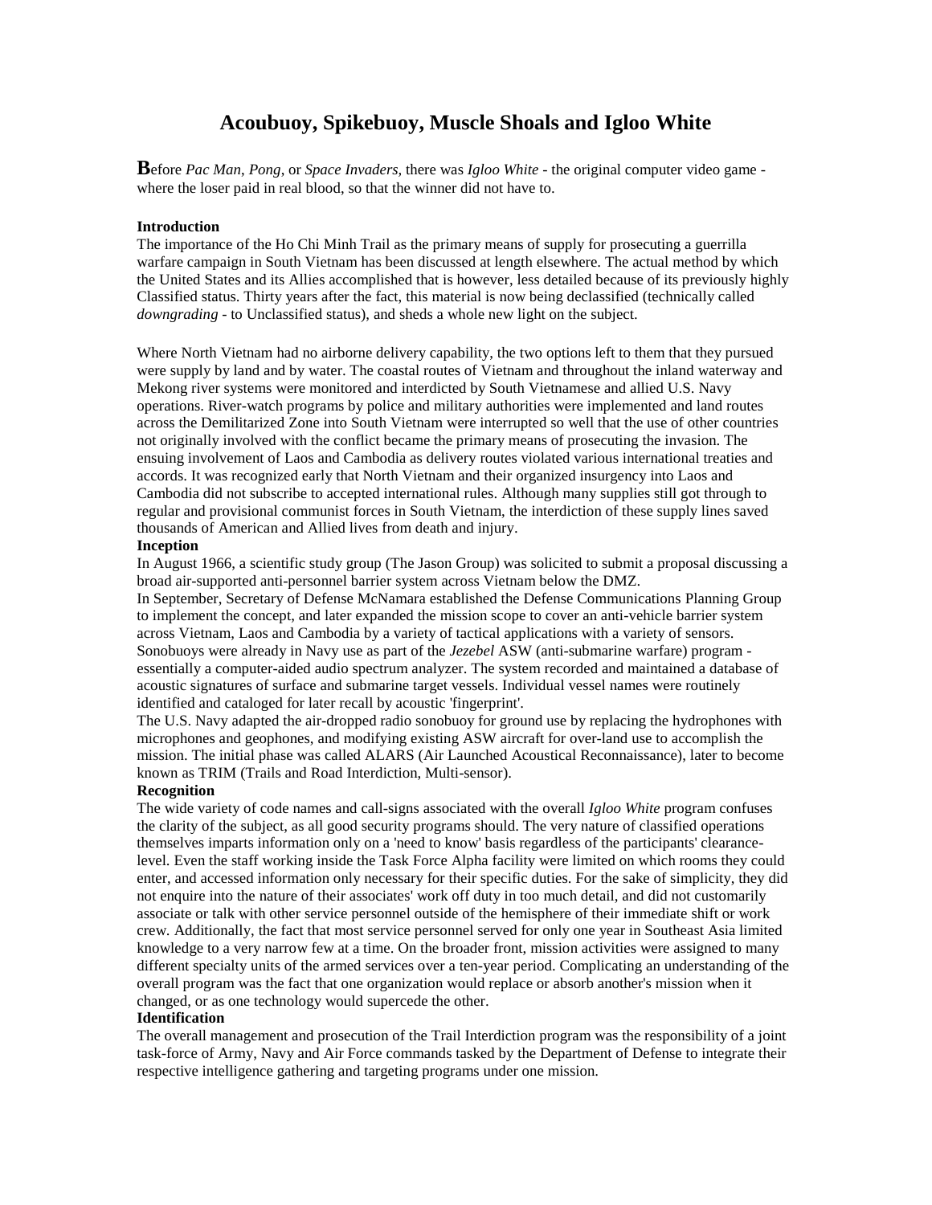# Acoubuoy, Spikebuoy, Muscle Shoals and Igloo White

**B**efore *Pac Man*, *Pong*, or *Space Invaders*, there was *Igloo White* - the original computer video game - where the loser paid in real blood, so that the winner did not have to.

**Introduction**

The importance of the Ho Chi Minh Trail as the primary means of supply for prosecuting a guerrilla warfare campaign in South Vietnam has been discussed at length elsewhere. The actual method by which the United States and its Allies accomplished that is however, less detailed because of its previously highly Classified status. Thirty years after the fact, this material is now being declassified (technically called *downgrading* - to Unclassified status), and sheds a whole new light on the subject.

Where North Vietnam had no airborne delivery capability, the two options left to them that they pursued were supply by land and by water. The coastal routes of Vietnam and throughout the inland waterway and Mekong river systems were monitored and interdicted by South Vietnamese and allied U.S. Navy operations. River-watch programs by police and military authorities were implemented and land routes across the Demilitarized Zone into South Vietnam were interrupted so well that the use of other countries not originally involved with the conflict became the primary means of prosecuting the invasion. The ensuing involvement of Laos and Cambodia as delivery routes violated various international treaties and accords. It was recognized early that North Vietnam and their organized insurgency into Laos and Cambodia did not subscribe to accepted international rules. Although many supplies still got through to regular and provisional communist forces in South Vietnam, the interdiction of these supply lines saved thousands of American and Allied lives from death and injury.

**Inception**

In August 1966, a scientific study group (The Jason Group) was solicited to submit a proposal discussing a broad air-supported anti-personnel barrier system across Vietnam below the DMZ.

In September, Secretary of Defense McNamara established the Defense Communications Planning Group to implement the concept, and later expanded the mission scope to cover an anti-vehicle barrier system across Vietnam, Laos and Cambodia by a variety of tactical applications with a variety of sensors.

Sonobuoys were already in Navy use as part of the *Jezebel* ASW (anti-submarine warfare) program - essentially a computer-aided audio spectrum analyzer. The system recorded and maintained a database of acoustic signatures of surface and submarine target vessels. Individual vessel names were routinely identified and cataloged for later recall by acoustic 'fingerprint'.

The U.S. Navy adapted the air-dropped radio sonobuoy for ground use by replacing the hydrophones with microphones and geophones, and modifying existing ASW aircraft for over-land use to accomplish the mission. The initial phase was called ALARS (Air Launched Acoustical Reconnaissance), later to become known as TRIM (Trails and Road Interdiction, Multi-sensor).

**Recognition**

The wide variety of code names and call-signs associated with the overall *Igloo White* program confuses the clarity of the subject, as all good security programs should. The very nature of classified operations themselves imparts information only on a 'need to know' basis regardless of the participants' clearance-level. Even the staff working inside the Task Force Alpha facility were limited on which rooms they could enter, and accessed information only necessary for their specific duties. For the sake of simplicity, they did not enquire into the nature of their associates' work off duty in too much detail, and did not customarily associate or talk with other service personnel outside of the hemisphere of their immediate shift or work crew. Additionally, the fact that most service personnel served for only one year in Southeast Asia limited knowledge to a very narrow few at a time. On the broader front, mission activities were assigned to many different specialty units of the armed services over a ten-year period. Complicating an understanding of the overall program was the fact that one organization would replace or absorb another's mission when it changed, or as one technology would supercede the other.

**Identification**

The overall management and prosecution of the Trail Interdiction program was the responsibility of a joint task-force of Army, Navy and Air Force commands tasked by the Department of Defense to integrate their respective intelligence gathering and targeting programs under one mission.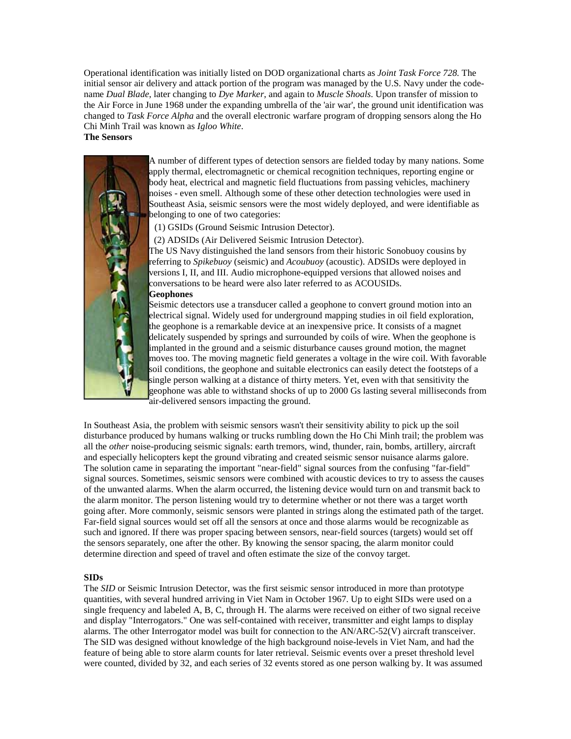Operational identification was initially listed on DOD organizational charts as *Joint Task Force 728.* The initial sensor air delivery and attack portion of the program was managed by the U.S. Navy under the code-name *Dual Blade*, later changing to *Dye Marker*, and again to *Muscle Shoals*. Upon transfer of mission to the Air Force in June 1968 under the expanding umbrella of the 'air war', the ground unit identification was changed to *Task Force Alpha* and the overall electronic warfare program of dropping sensors along the Ho Chi Minh Trail was known as *Igloo White*.

**The Sensors**

A number of different types of detection sensors are fielded today by many nations. Some apply thermal, electromagnetic or chemical recognition techniques, reporting engine or body heat, electrical and magnetic field fluctuations from passing vehicles, machinery noises - even smell. Although some of these other detection technologies were used in Southeast Asia, seismic sensors were the most widely deployed, and were identifiable as belonging to one of two categories:

(1) GSIDs (Ground Seismic Intrusion Detector).

(2) ADSIDs (Air Delivered Seismic Intrusion Detector).

The US Navy distinguished the land sensors from their historic Sonobuoy cousins by referring to *Spikebuoy* (seismic) and *Acoubuoy* (acoustic). ADSIDs were deployed in versions I, II, and III. Audio microphone-equipped versions that allowed noises and conversations to be heard were also later referred to as ACOUSIDs.

**Geophones**

Seismic detectors use a transducer called a geophone to convert ground motion into an electrical signal. Widely used for underground mapping studies in oil field exploration, the geophone is a remarkable device at an inexpensive price. It consists of a magnet delicately suspended by springs and surrounded by coils of wire. When the geophone is implanted in the ground and a seismic disturbance causes ground motion, the magnet moves too. The moving magnetic field generates a voltage in the wire coil. With favorable soil conditions, the geophone and suitable electronics can easily detect the footsteps of a single person walking at a distance of thirty meters. Yet, even with that sensitivity the geophone was able to withstand shocks of up to 2000 Gs lasting several milliseconds from air-delivered sensors impacting the ground.

In Southeast Asia, the problem with seismic sensors wasn't their sensitivity ability to pick up the soil disturbance produced by humans walking or trucks rumbling down the Ho Chi Minh trail; the problem was all the *other* noise-producing seismic signals: earth tremors, wind, thunder, rain, bombs, artillery, aircraft and especially helicopters kept the ground vibrating and created seismic sensor nuisance alarms galore. The solution came in separating the important "near-field" signal sources from the confusing "far-field" signal sources. Sometimes, seismic sensors were combined with acoustic devices to try to assess the causes of the unwanted alarms. When the alarm occurred, the listening device would turn on and transmit back to the alarm monitor. The person listening would try to determine whether or not there was a target worth going after. More commonly, seismic sensors were planted in strings along the estimated path of the target. Far-field signal sources would set off all the sensors at once and those alarms would be recognizable as such and ignored. If there was proper spacing between sensors, near-field sources (targets) would set off the sensors separately, one after the other. By knowing the sensor spacing, the alarm monitor could determine direction and speed of travel and often estimate the size of the convoy target.

**SIDs**

The *SID* or Seismic Intrusion Detector, was the first seismic sensor introduced in more than prototype quantities, with several hundred arriving in Viet Nam in October 1967. Up to eight SIDs were used on a single frequency and labeled A, B, C, through H. The alarms were received on either of two signal receive and display "Interrogators." One was self-contained with receiver, transmitter and eight lamps to display alarms. The other Interrogator model was built for connection to the AN/ARC-52(V) aircraft transceiver. The SID was designed without knowledge of the high background noise-levels in Viet Nam, and had the feature of being able to store alarm counts for later retrieval. Seismic events over a preset threshold level were counted, divided by 32, and each series of 32 events stored as one person walking by. It was assumed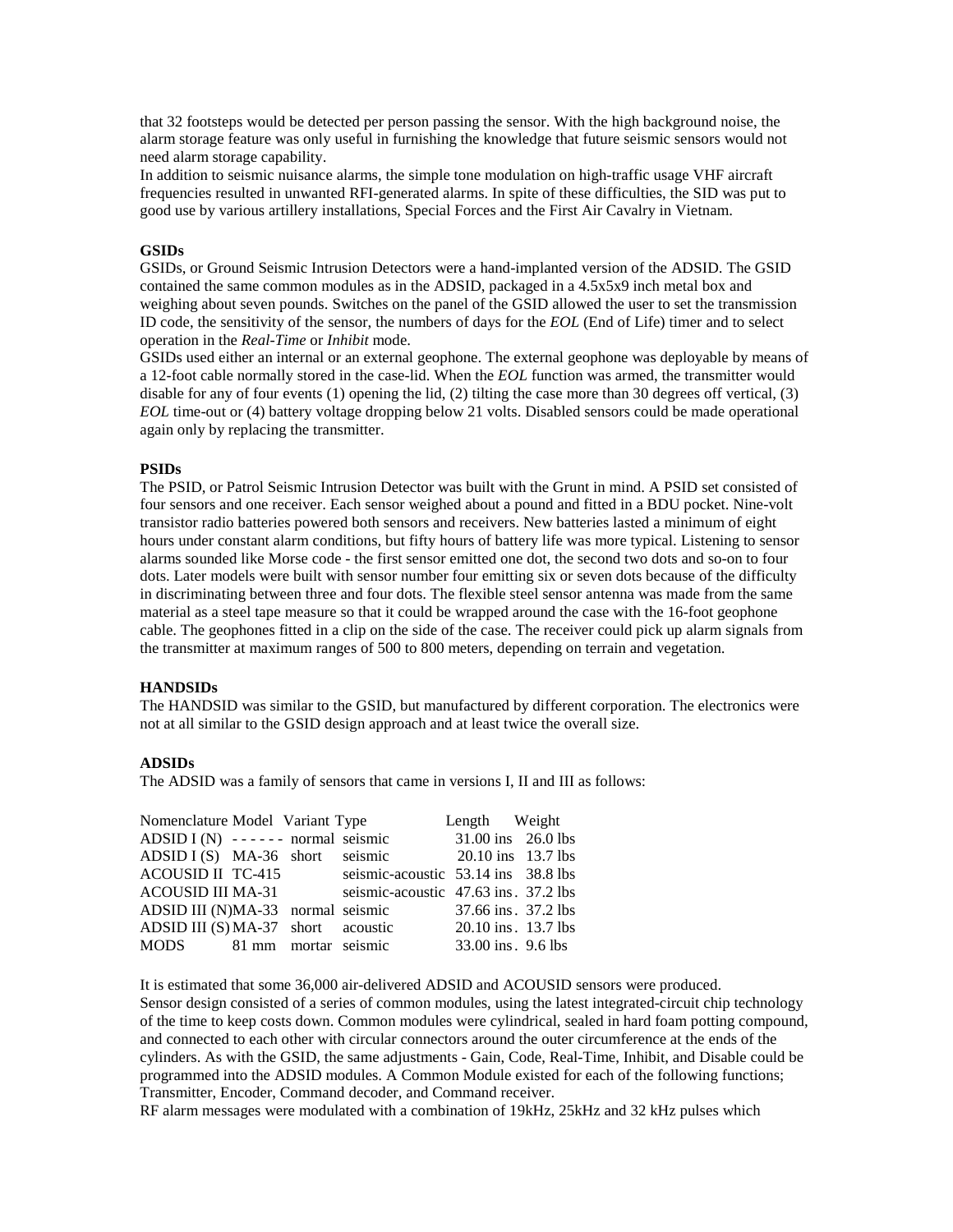that 32 footsteps would be detected per person passing the sensor. With the high background noise, the alarm storage feature was only useful in furnishing the knowledge that future seismic sensors would not need alarm storage capability.

In addition to seismic nuisance alarms, the simple tone modulation on high-traffic usage VHF aircraft frequencies resulted in unwanted RFI-generated alarms. In spite of these difficulties, the SID was put to good use by various artillery installations, Special Forces and the First Air Cavalry in Vietnam.

**GSIDs**

GSIDs, or Ground Seismic Intrusion Detectors were a hand-implanted version of the ADSID. The GSID contained the same common modules as in the ADSID, packaged in a 4.5x5x9 inch metal box and weighing about seven pounds. Switches on the panel of the GSID allowed the user to set the transmission ID code, the sensitivity of the sensor, the numbers of days for the *EOL* (End of Life) timer and to select operation in the *Real-Time* or *Inhibit* mode.

GSIDs used either an internal or an external geophone. The external geophone was deployable by means of a 12-foot cable normally stored in the case-lid. When the *EOL* function was armed, the transmitter would disable for any of four events (1) opening the lid, (2) tilting the case more than 30 degrees off vertical, (3) *EOL* time-out or (4) battery voltage dropping below 21 volts. Disabled sensors could be made operational again only by replacing the transmitter.

**PSIDs**

The PSID, or Patrol Seismic Intrusion Detector was built with the Grunt in mind. A PSID set consisted of four sensors and one receiver. Each sensor weighed about a pound and fitted in a BDU pocket. Nine-volt transistor radio batteries powered both sensors and receivers. New batteries lasted a minimum of eight hours under constant alarm conditions, but fifty hours of battery life was more typical. Listening to sensor alarms sounded like Morse code - the first sensor emitted one dot, the second two dots and so-on to four dots. Later models were built with sensor number four emitting six or seven dots because of the difficulty in discriminating between three and four dots. The flexible steel sensor antenna was made from the same material as a steel tape measure so that it could be wrapped around the case with the 16-foot geophone cable. The geophones fitted in a clip on the side of the case. The receiver could pick up alarm signals from the transmitter at maximum ranges of 500 to 800 meters, depending on terrain and vegetation.

**HANDSIDs**

The HANDSID was similar to the GSID, but manufactured by different corporation. The electronics were not at all similar to the GSID design approach and at least twice the overall size.

**ADSIDs**

The ADSID was a family of sensors that came in versions I, II and III as follows:

| Nomenclature | Model | Variant | Type | Length | Weight |
|---|---|---|---|---|---|
| ADSID I (N) | ------ | normal | seismic | 31.00 ins | 26.0 lbs |
| ADSID I (S) | MA-36 | short | seismic | 20.10 ins | 13.7 lbs |
| ACOUSID II | TC-415 | | seismic-acoustic | 53.14 ins | 38.8 lbs |
| ACOUSID III | MA-31 | | seismic-acoustic | 47.63 ins. | 37.2 lbs |
| ADSID III (N) | MA-33 | normal | seismic | 37.66 ins. | 37.2 lbs |
| ADSID III (S) | MA-37 | short | acoustic | 20.10 ins. | 13.7 lbs |
| MODS | 81 mm | mortar | seismic | 33.00 ins. | 9.6 lbs |

It is estimated that some 36,000 air-delivered ADSID and ACOUSID sensors were produced.

Sensor design consisted of a series of common modules, using the latest integrated-circuit chip technology of the time to keep costs down. Common modules were cylindrical, sealed in hard foam potting compound, and connected to each other with circular connectors around the outer circumference at the ends of the cylinders. As with the GSID, the same adjustments - Gain, Code, Real-Time, Inhibit, and Disable could be programmed into the ADSID modules. A Common Module existed for each of the following functions; Transmitter, Encoder, Command decoder, and Command receiver.

RF alarm messages were modulated with a combination of 19kHz, 25kHz and 32 kHz pulses which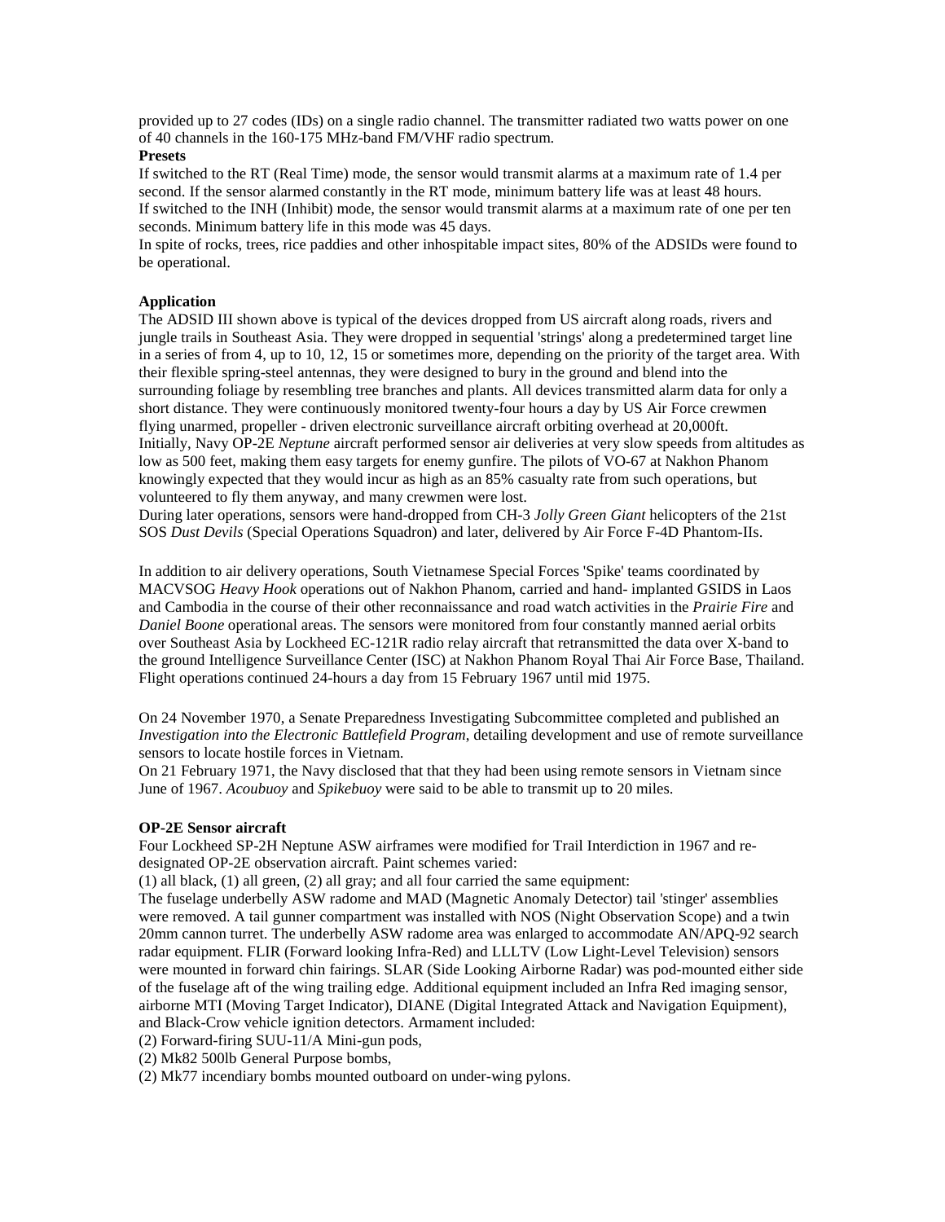provided up to 27 codes (IDs) on a single radio channel. The transmitter radiated two watts power on one of 40 channels in the 160-175 MHz-band FM/VHF radio spectrum.

**Presets**

If switched to the RT (Real Time) mode, the sensor would transmit alarms at a maximum rate of 1.4 per second. If the sensor alarmed constantly in the RT mode, minimum battery life was at least 48 hours.
If switched to the INH (Inhibit) mode, the sensor would transmit alarms at a maximum rate of one per ten seconds. Minimum battery life in this mode was 45 days.
In spite of rocks, trees, rice paddies and other inhospitable impact sites, 80% of the ADSIDs were found to be operational.

**Application**

The ADSID III shown above is typical of the devices dropped from US aircraft along roads, rivers and jungle trails in Southeast Asia. They were dropped in sequential 'strings' along a predetermined target line in a series of from 4, up to 10, 12, 15 or sometimes more, depending on the priority of the target area. With their flexible spring-steel antennas, they were designed to bury in the ground and blend into the surrounding foliage by resembling tree branches and plants. All devices transmitted alarm data for only a short distance. They were continuously monitored twenty-four hours a day by US Air Force crewmen flying unarmed, propeller - driven electronic surveillance aircraft orbiting overhead at 20,000ft.
Initially, Navy OP-2E *Neptune* aircraft performed sensor air deliveries at very slow speeds from altitudes as low as 500 feet, making them easy targets for enemy gunfire. The pilots of VO-67 at Nakhon Phanom knowingly expected that they would incur as high as an 85% casualty rate from such operations, but volunteered to fly them anyway, and many crewmen were lost.
During later operations, sensors were hand-dropped from CH-3 *Jolly Green Giant* helicopters of the 21st SOS *Dust Devils* (Special Operations Squadron) and later, delivered by Air Force F-4D Phantom-IIs.

In addition to air delivery operations, South Vietnamese Special Forces 'Spike' teams coordinated by MACVSOG *Heavy Hook* operations out of Nakhon Phanom, carried and hand- implanted GSIDS in Laos and Cambodia in the course of their other reconnaissance and road watch activities in the *Prairie Fire* and *Daniel Boone* operational areas. The sensors were monitored from four constantly manned aerial orbits over Southeast Asia by Lockheed EC-121R radio relay aircraft that retransmitted the data over X-band to the ground Intelligence Surveillance Center (ISC) at Nakhon Phanom Royal Thai Air Force Base, Thailand. Flight operations continued 24-hours a day from 15 February 1967 until mid 1975.

On 24 November 1970, a Senate Preparedness Investigating Subcommittee completed and published an *Investigation into the Electronic Battlefield Program*, detailing development and use of remote surveillance sensors to locate hostile forces in Vietnam.
On 21 February 1971, the Navy disclosed that that they had been using remote sensors in Vietnam since June of 1967. *Acoubuoy* and *Spikebuoy* were said to be able to transmit up to 20 miles.

**OP-2E Sensor aircraft**

Four Lockheed SP-2H Neptune ASW airframes were modified for Trail Interdiction in 1967 and re-designated OP-2E observation aircraft. Paint schemes varied:
(1) all black, (1) all green, (2) all gray; and all four carried the same equipment:
The fuselage underbelly ASW radome and MAD (Magnetic Anomaly Detector) tail 'stinger' assemblies were removed. A tail gunner compartment was installed with NOS (Night Observation Scope) and a twin 20mm cannon turret. The underbelly ASW radome area was enlarged to accommodate AN/APQ-92 search radar equipment. FLIR (Forward looking Infra-Red) and LLLTV (Low Light-Level Television) sensors were mounted in forward chin fairings. SLAR (Side Looking Airborne Radar) was pod-mounted either side of the fuselage aft of the wing trailing edge. Additional equipment included an Infra Red imaging sensor, airborne MTI (Moving Target Indicator), DIANE (Digital Integrated Attack and Navigation Equipment), and Black-Crow vehicle ignition detectors. Armament included:
(2) Forward-firing SUU-11/A Mini-gun pods,
(2) Mk82 500lb General Purpose bombs,
(2) Mk77 incendiary bombs mounted outboard on under-wing pylons.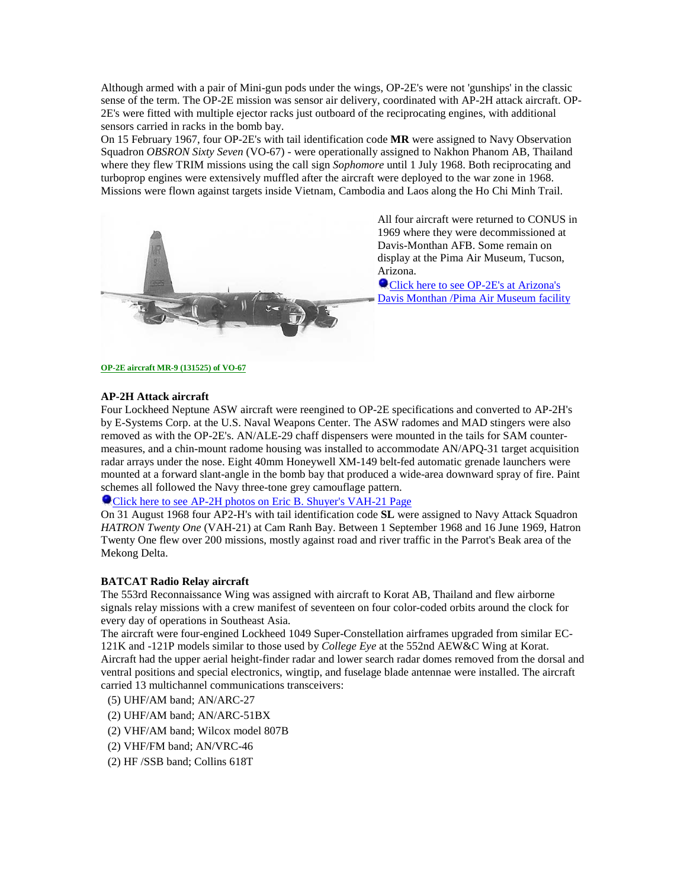Although armed with a pair of Mini-gun pods under the wings, OP-2E's were not 'gunships' in the classic sense of the term. The OP-2E mission was sensor air delivery, coordinated with AP-2H attack aircraft. OP-2E's were fitted with multiple ejector racks just outboard of the reciprocating engines, with additional sensors carried in racks in the bomb bay.

On 15 February 1967, four OP-2E's with tail identification code **MR** were assigned to Navy Observation Squadron *OBSRON Sixty Seven* (VO-67) - were operationally assigned to Nakhon Phanom AB, Thailand where they flew TRIM missions using the call sign *Sophomore* until 1 July 1968. Both reciprocating and turboprop engines were extensively muffled after the aircraft were deployed to the war zone in 1968. Missions were flown against targets inside Vietnam, Cambodia and Laos along the Ho Chi Minh Trail.

All four aircraft were returned to CONUS in 1969 where they were decommissioned at Davis-Monthan AFB. Some remain on display at the Pima Air Museum, Tucson, Arizona.

Click here to see OP-2E's at Arizona's Davis Monthan /Pima Air Museum facility

OP-2E aircraft MR-9 (131525) of VO-67

**AP-2H Attack aircraft**

Four Lockheed Neptune ASW aircraft were reengined to OP-2E specifications and converted to AP-2H's by E-Systems Corp. at the U.S. Naval Weapons Center. The ASW radomes and MAD stingers were also removed as with the OP-2E's. AN/ALE-29 chaff dispensers were mounted in the tails for SAM counter-measures, and a chin-mount radome housing was installed to accommodate AN/APQ-31 target acquisition radar arrays under the nose. Eight 40mm Honeywell XM-149 belt-fed automatic grenade launchers were mounted at a forward slant-angle in the bomb bay that produced a wide-area downward spray of fire. Paint schemes all followed the Navy three-tone grey camouflage pattern.

Click here to see AP-2H photos on Eric B. Shuyer's VAH-21 Page

On 31 August 1968 four AP2-H's with tail identification code **SL** were assigned to Navy Attack Squadron *HATRON Twenty One* (VAH-21) at Cam Ranh Bay. Between 1 September 1968 and 16 June 1969, Hatron Twenty One flew over 200 missions, mostly against road and river traffic in the Parrot's Beak area of the Mekong Delta.

**BATCAT Radio Relay aircraft**

The 553rd Reconnaissance Wing was assigned with aircraft to Korat AB, Thailand and flew airborne signals relay missions with a crew manifest of seventeen on four color-coded orbits around the clock for every day of operations in Southeast Asia.

The aircraft were four-engined Lockheed 1049 Super-Constellation airframes upgraded from similar EC-121K and -121P models similar to those used by *College Eye* at the 552nd AEW&C Wing at Korat. Aircraft had the upper aerial height-finder radar and lower search radar domes removed from the dorsal and ventral positions and special electronics, wingtip, and fuselage blade antennae were installed. The aircraft carried 13 multichannel communications transceivers:

- (5) UHF/AM band; AN/ARC-27
- (2) UHF/AM band; AN/ARC-51BX
- (2) VHF/AM band; Wilcox model 807B
- (2) VHF/FM band; AN/VRC-46
- (2) HF /SSB band; Collins 618T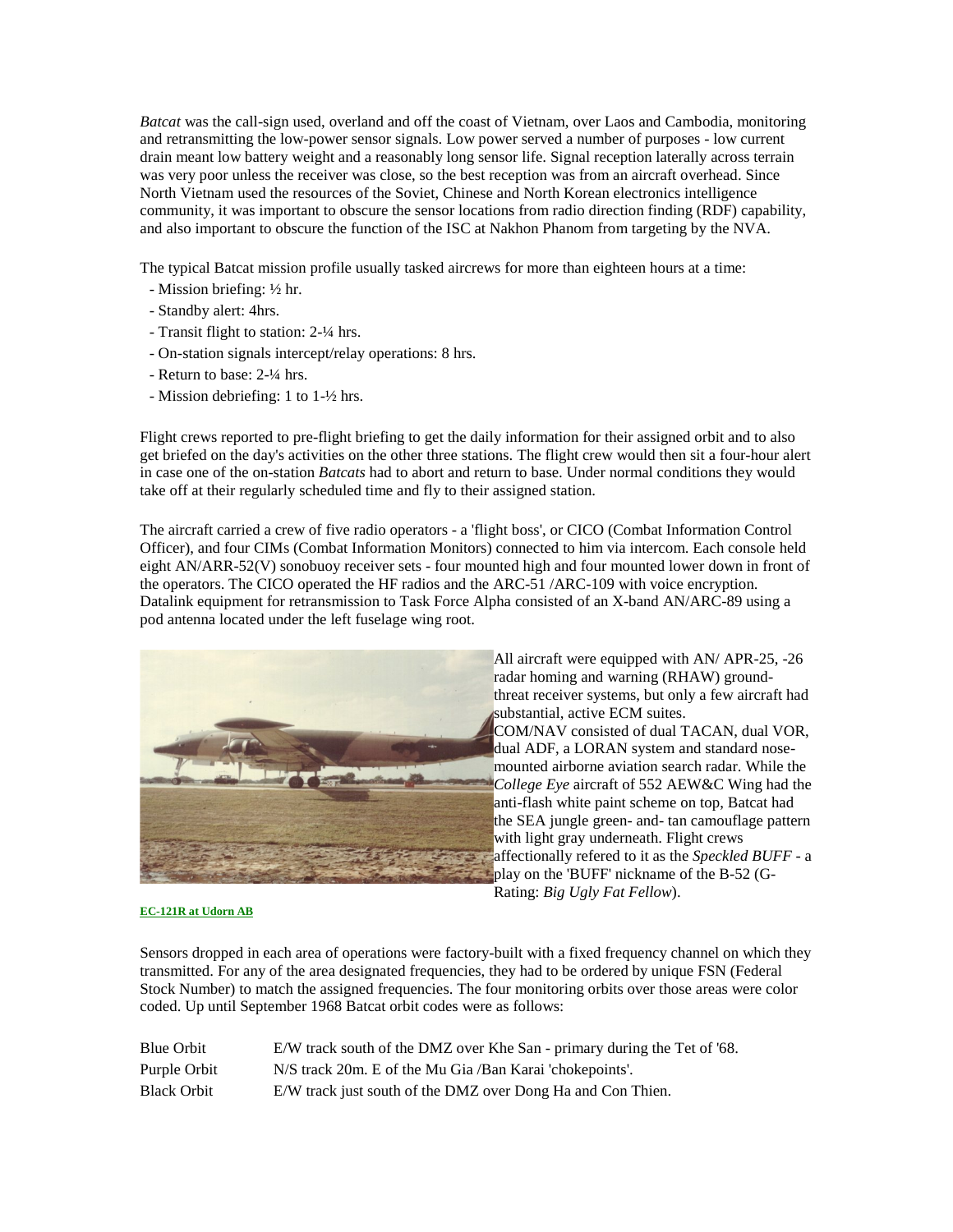*Batcat* was the call-sign used, overland and off the coast of Vietnam, over Laos and Cambodia, monitoring and retransmitting the low-power sensor signals. Low power served a number of purposes - low current drain meant low battery weight and a reasonably long sensor life. Signal reception laterally across terrain was very poor unless the receiver was close, so the best reception was from an aircraft overhead. Since North Vietnam used the resources of the Soviet, Chinese and North Korean electronics intelligence community, it was important to obscure the sensor locations from radio direction finding (RDF) capability, and also important to obscure the function of the ISC at Nakhon Phanom from targeting by the NVA.

The typical Batcat mission profile usually tasked aircrews for more than eighteen hours at a time:

- Mission briefing: ½ hr.
- Standby alert: 4hrs.
- Transit flight to station: 2-¼ hrs.
- On-station signals intercept/relay operations: 8 hrs.
- Return to base: 2-¼ hrs.
- Mission debriefing: 1 to 1-½ hrs.

Flight crews reported to pre-flight briefing to get the daily information for their assigned orbit and to also get briefed on the day's activities on the other three stations. The flight crew would then sit a four-hour alert in case one of the on-station *Batcats* had to abort and return to base. Under normal conditions they would take off at their regularly scheduled time and fly to their assigned station.

The aircraft carried a crew of five radio operators - a 'flight boss', or CICO (Combat Information Control Officer), and four CIMs (Combat Information Monitors) connected to him via intercom. Each console held eight AN/ARR-52(V) sonobuoy receiver sets - four mounted high and four mounted lower down in front of the operators. The CICO operated the HF radios and the ARC-51 /ARC-109 with voice encryption. Datalink equipment for retransmission to Task Force Alpha consisted of an X-band AN/ARC-89 using a pod antenna located under the left fuselage wing root.

All aircraft were equipped with AN/ APR-25, -26 radar homing and warning (RHAW) ground-threat receiver systems, but only a few aircraft had substantial, active ECM suites. COM/NAV consisted of dual TACAN, dual VOR, dual ADF, a LORAN system and standard nose-mounted airborne aviation search radar. While the *College Eye* aircraft of 552 AEW&C Wing had the anti-flash white paint scheme on top, Batcat had the SEA jungle green- and- tan camouflage pattern with light gray underneath. Flight crews affectionally refered to it as the *Speckled BUFF* - a play on the 'BUFF' nickname of the B-52 (G-Rating: *Big Ugly Fat Fellow*).

**EC-121R at Udorn AB**

Sensors dropped in each area of operations were factory-built with a fixed frequency channel on which they transmitted. For any of the area designated frequencies, they had to be ordered by unique FSN (Federal Stock Number) to match the assigned frequencies. The four monitoring orbits over those areas were color coded. Up until September 1968 Batcat orbit codes were as follows:

| | |
|---|---|
| Blue Orbit | E/W track south of the DMZ over Khe San - primary during the Tet of '68. |
| Purple Orbit | N/S track 20m. E of the Mu Gia /Ban Karai 'chokepoints'. |
| Black Orbit | E/W track just south of the DMZ over Dong Ha and Con Thien. |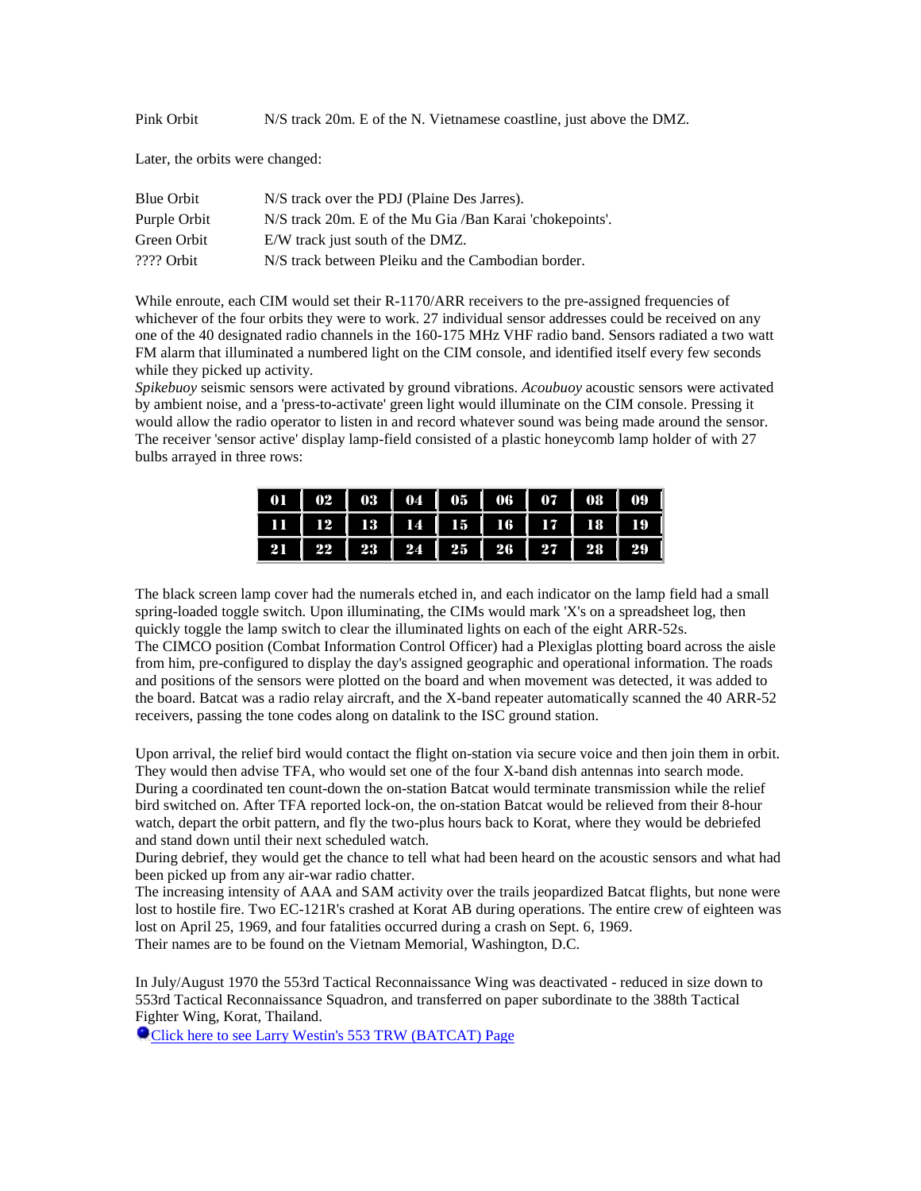| | |
|---|---|
| Pink Orbit | N/S track 20m. E of the N. Vietnamese coastline, just above the DMZ. |

Later, the orbits were changed:

| | |
|---|---|
| Blue Orbit | N/S track over the PDJ (Plaine Des Jarres). |
| Purple Orbit | N/S track 20m. E of the Mu Gia /Ban Karai 'chokepoints'. |
| Green Orbit | E/W track just south of the DMZ. |
| ???? Orbit | N/S track between Pleiku and the Cambodian border. |

While enroute, each CIM would set their R-1170/ARR receivers to the pre-assigned frequencies of whichever of the four orbits they were to work. 27 individual sensor addresses could be received on any one of the 40 designated radio channels in the 160-175 MHz VHF radio band. Sensors radiated a two watt FM alarm that illuminated a numbered light on the CIM console, and identified itself every few seconds while they picked up activity.
*Spikebuoy* seismic sensors were activated by ground vibrations. *Acoubuoy* acoustic sensors were activated by ambient noise, and a 'press-to-activate' green light would illuminate on the CIM console. Pressing it would allow the radio operator to listen in and record whatever sound was being made around the sensor. The receiver 'sensor active' display lamp-field consisted of a plastic honeycomb lamp holder of with 27 bulbs arrayed in three rows:

| | | | | | | | | |
|---|---|---|---|---|---|---|---|---|
| 01 | 02 | 03 | 04 | 05 | 06 | 07 | 08 | 09 |
| 11 | 12 | 13 | 14 | 15 | 16 | 17 | 18 | 19 |
| 21 | 22 | 23 | 24 | 25 | 26 | 27 | 28 | 29 |

The black screen lamp cover had the numerals etched in, and each indicator on the lamp field had a small spring-loaded toggle switch. Upon illuminating, the CIMs would mark 'X's on a spreadsheet log, then quickly toggle the lamp switch to clear the illuminated lights on each of the eight ARR-52s.
The CIMCO position (Combat Information Control Officer) had a Plexiglas plotting board across the aisle from him, pre-configured to display the day's assigned geographic and operational information. The roads and positions of the sensors were plotted on the board and when movement was detected, it was added to the board. Batcat was a radio relay aircraft, and the X-band repeater automatically scanned the 40 ARR-52 receivers, passing the tone codes along on datalink to the ISC ground station.

Upon arrival, the relief bird would contact the flight on-station via secure voice and then join them in orbit. They would then advise TFA, who would set one of the four X-band dish antennas into search mode. During a coordinated ten count-down the on-station Batcat would terminate transmission while the relief bird switched on. After TFA reported lock-on, the on-station Batcat would be relieved from their 8-hour watch, depart the orbit pattern, and fly the two-plus hours back to Korat, where they would be debriefed and stand down until their next scheduled watch.
During debrief, they would get the chance to tell what had been heard on the acoustic sensors and what had been picked up from any air-war radio chatter.
The increasing intensity of AAA and SAM activity over the trails jeopardized Batcat flights, but none were lost to hostile fire. Two EC-121R's crashed at Korat AB during operations. The entire crew of eighteen was lost on April 25, 1969, and four fatalities occurred during a crash on Sept. 6, 1969.
Their names are to be found on the Vietnam Memorial, Washington, D.C.

In July/August 1970 the 553rd Tactical Reconnaissance Wing was deactivated - reduced in size down to 553rd Tactical Reconnaissance Squadron, and transferred on paper subordinate to the 388th Tactical Fighter Wing, Korat, Thailand.
Click here to see Larry Westin's 553 TRW (BATCAT) Page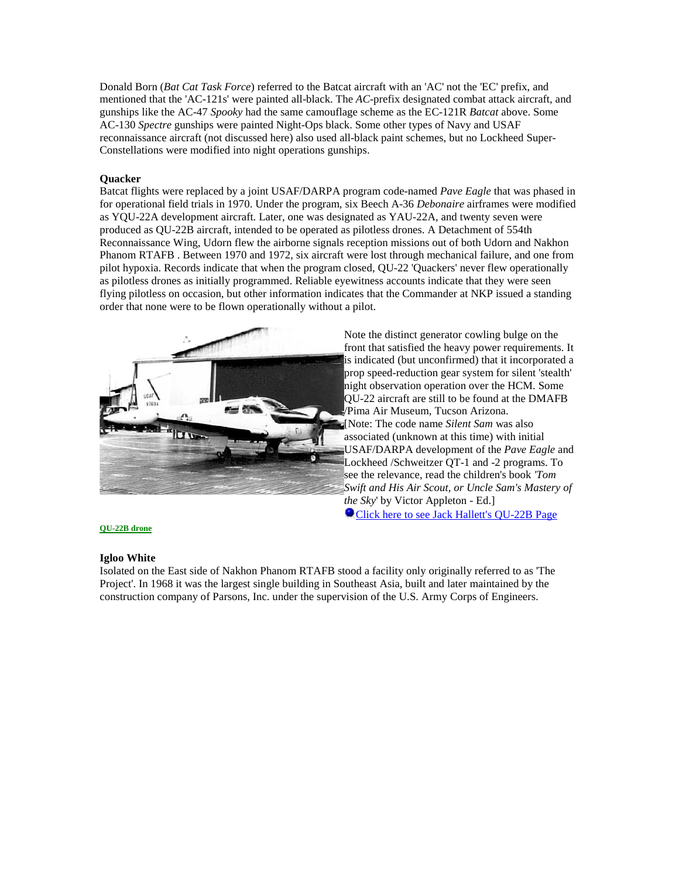Donald Born (*Bat Cat Task Force*) referred to the Batcat aircraft with an 'AC' not the 'EC' prefix, and mentioned that the 'AC-121s' were painted all-black. The *AC*-prefix designated combat attack aircraft, and gunships like the AC-47 *Spooky* had the same camouflage scheme as the EC-121R *Batcat* above. Some AC-130 *Spectre* gunships were painted Night-Ops black. Some other types of Navy and USAF reconnaissance aircraft (not discussed here) also used all-black paint schemes, but no Lockheed Super-Constellations were modified into night operations gunships.

**Quacker**

Batcat flights were replaced by a joint USAF/DARPA program code-named *Pave Eagle* that was phased in for operational field trials in 1970. Under the program, six Beech A-36 *Debonaire* airframes were modified as YQU-22A development aircraft. Later, one was designated as YAU-22A, and twenty seven were produced as QU-22B aircraft, intended to be operated as pilotless drones. A Detachment of 554th Reconnaissance Wing, Udorn flew the airborne signals reception missions out of both Udorn and Nakhon Phanom RTAFB . Between 1970 and 1972, six aircraft were lost through mechanical failure, and one from pilot hypoxia. Records indicate that when the program closed, QU-22 'Quackers' never flew operationally as pilotless drones as initially programmed. Reliable eyewitness accounts indicate that they were seen flying pilotless on occasion, but other information indicates that the Commander at NKP issued a standing order that none were to be flown operationally without a pilot.

Note the distinct generator cowling bulge on the front that satisfied the heavy power requirements. It is indicated (but unconfirmed) that it incorporated a prop speed-reduction gear system for silent 'stealth' night observation operation over the HCM. Some QU-22 aircraft are still to be found at the DMAFB /Pima Air Museum, Tucson Arizona.
[Note: The code name *Silent Sam* was also associated (unknown at this time) with initial USAF/DARPA development of the *Pave Eagle* and Lockheed /Schweitzer QT-1 and -2 programs. To see the relevance, read the children's book *'Tom Swift and His Air Scout, or Uncle Sam's Mastery of the Sky*' by Victor Appleton - Ed.]

Click here to see Jack Hallett's QU-22B Page

**QU-22B drone**

**Igloo White**

Isolated on the East side of Nakhon Phanom RTAFB stood a facility only originally referred to as 'The Project'. In 1968 it was the largest single building in Southeast Asia, built and later maintained by the construction company of Parsons, Inc. under the supervision of the U.S. Army Corps of Engineers.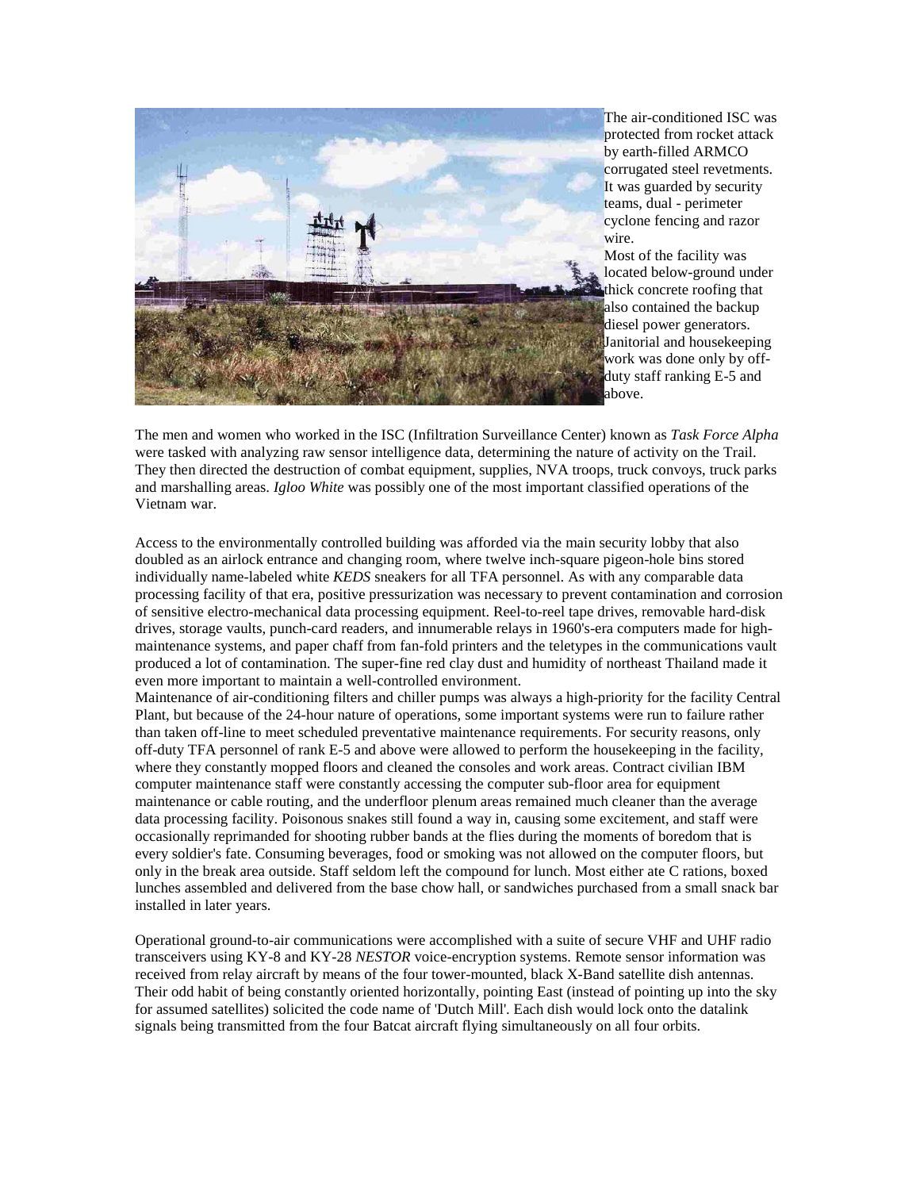The air-conditioned ISC was protected from rocket attack by earth-filled ARMCO corrugated steel revetments. It was guarded by security teams, dual - perimeter cyclone fencing and razor wire.
Most of the facility was located below-ground under thick concrete roofing that also contained the backup diesel power generators. Janitorial and housekeeping work was done only by off-duty staff ranking E-5 and above.

The men and women who worked in the ISC (Infiltration Surveillance Center) known as *Task Force Alpha* were tasked with analyzing raw sensor intelligence data, determining the nature of activity on the Trail. They then directed the destruction of combat equipment, supplies, NVA troops, truck convoys, truck parks and marshalling areas. *Igloo White* was possibly one of the most important classified operations of the Vietnam war.

Access to the environmentally controlled building was afforded via the main security lobby that also doubled as an airlock entrance and changing room, where twelve inch-square pigeon-hole bins stored individually name-labeled white *KEDS* sneakers for all TFA personnel. As with any comparable data processing facility of that era, positive pressurization was necessary to prevent contamination and corrosion of sensitive electro-mechanical data processing equipment. Reel-to-reel tape drives, removable hard-disk drives, storage vaults, punch-card readers, and innumerable relays in 1960's-era computers made for high-maintenance systems, and paper chaff from fan-fold printers and the teletypes in the communications vault produced a lot of contamination. The super-fine red clay dust and humidity of northeast Thailand made it even more important to maintain a well-controlled environment.
Maintenance of air-conditioning filters and chiller pumps was always a high-priority for the facility Central Plant, but because of the 24-hour nature of operations, some important systems were run to failure rather than taken off-line to meet scheduled preventative maintenance requirements. For security reasons, only off-duty TFA personnel of rank E-5 and above were allowed to perform the housekeeping in the facility, where they constantly mopped floors and cleaned the consoles and work areas. Contract civilian IBM computer maintenance staff were constantly accessing the computer sub-floor area for equipment maintenance or cable routing, and the underfloor plenum areas remained much cleaner than the average data processing facility. Poisonous snakes still found a way in, causing some excitement, and staff were occasionally reprimanded for shooting rubber bands at the flies during the moments of boredom that is every soldier's fate. Consuming beverages, food or smoking was not allowed on the computer floors, but only in the break area outside. Staff seldom left the compound for lunch. Most either ate C rations, boxed lunches assembled and delivered from the base chow hall, or sandwiches purchased from a small snack bar installed in later years.

Operational ground-to-air communications were accomplished with a suite of secure VHF and UHF radio transceivers using KY-8 and KY-28 *NESTOR* voice-encryption systems. Remote sensor information was received from relay aircraft by means of the four tower-mounted, black X-Band satellite dish antennas. Their odd habit of being constantly oriented horizontally, pointing East (instead of pointing up into the sky for assumed satellites) solicited the code name of 'Dutch Mill'. Each dish would lock onto the datalink signals being transmitted from the four Batcat aircraft flying simultaneously on all four orbits.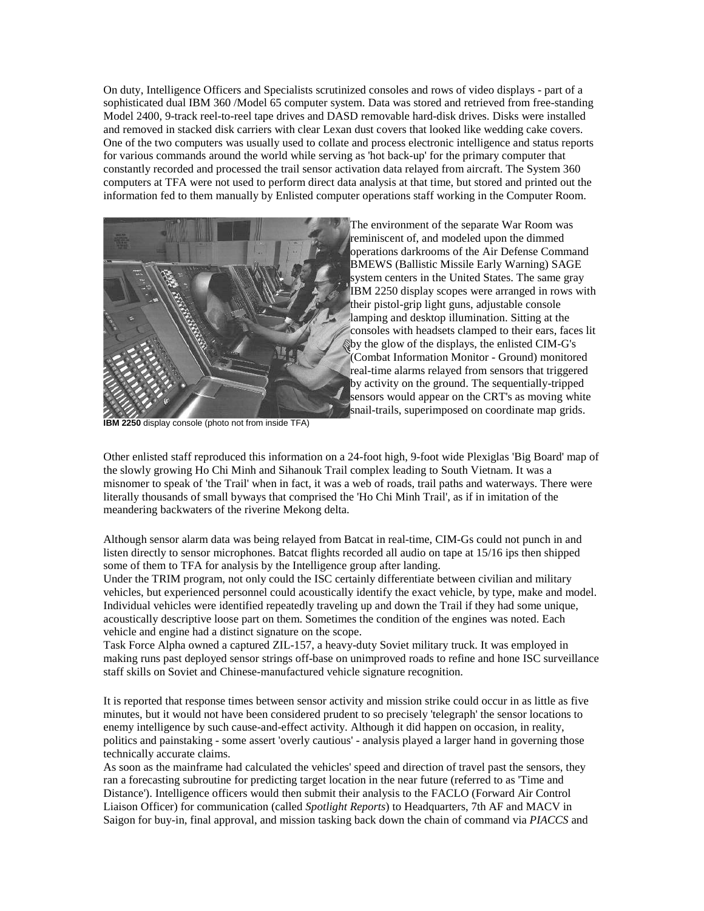On duty, Intelligence Officers and Specialists scrutinized consoles and rows of video displays - part of a sophisticated dual IBM 360 /Model 65 computer system. Data was stored and retrieved from free-standing Model 2400, 9-track reel-to-reel tape drives and DASD removable hard-disk drives. Disks were installed and removed in stacked disk carriers with clear Lexan dust covers that looked like wedding cake covers. One of the two computers was usually used to collate and process electronic intelligence and status reports for various commands around the world while serving as 'hot back-up' for the primary computer that constantly recorded and processed the trail sensor activation data relayed from aircraft. The System 360 computers at TFA were not used to perform direct data analysis at that time, but stored and printed out the information fed to them manually by Enlisted computer operations staff working in the Computer Room.

**IBM 2250** display console (photo not from inside TFA)

The environment of the separate War Room was reminiscent of, and modeled upon the dimmed operations darkrooms of the Air Defense Command BMEWS (Ballistic Missile Early Warning) SAGE system centers in the United States. The same gray IBM 2250 display scopes were arranged in rows with their pistol-grip light guns, adjustable console lamping and desktop illumination. Sitting at the consoles with headsets clamped to their ears, faces lit by the glow of the displays, the enlisted CIM-G's (Combat Information Monitor - Ground) monitored real-time alarms relayed from sensors that triggered by activity on the ground. The sequentially-tripped sensors would appear on the CRT's as moving white snail-trails, superimposed on coordinate map grids.

Other enlisted staff reproduced this information on a 24-foot high, 9-foot wide Plexiglas 'Big Board' map of the slowly growing Ho Chi Minh and Sihanouk Trail complex leading to South Vietnam. It was a misnomer to speak of 'the Trail' when in fact, it was a web of roads, trail paths and waterways. There were literally thousands of small byways that comprised the 'Ho Chi Minh Trail', as if in imitation of the meandering backwaters of the riverine Mekong delta.

Although sensor alarm data was being relayed from Batcat in real-time, CIM-Gs could not punch in and listen directly to sensor microphones. Batcat flights recorded all audio on tape at 15/16 ips then shipped some of them to TFA for analysis by the Intelligence group after landing.

Under the TRIM program, not only could the ISC certainly differentiate between civilian and military vehicles, but experienced personnel could acoustically identify the exact vehicle, by type, make and model. Individual vehicles were identified repeatedly traveling up and down the Trail if they had some unique, acoustically descriptive loose part on them. Sometimes the condition of the engines was noted. Each vehicle and engine had a distinct signature on the scope.

Task Force Alpha owned a captured ZIL-157, a heavy-duty Soviet military truck. It was employed in making runs past deployed sensor strings off-base on unimproved roads to refine and hone ISC surveillance staff skills on Soviet and Chinese-manufactured vehicle signature recognition.

It is reported that response times between sensor activity and mission strike could occur in as little as five minutes, but it would not have been considered prudent to so precisely 'telegraph' the sensor locations to enemy intelligence by such cause-and-effect activity. Although it did happen on occasion, in reality, politics and painstaking - some assert 'overly cautious' - analysis played a larger hand in governing those technically accurate claims.

As soon as the mainframe had calculated the vehicles' speed and direction of travel past the sensors, they ran a forecasting subroutine for predicting target location in the near future (referred to as 'Time and Distance'). Intelligence officers would then submit their analysis to the FACLO (Forward Air Control Liaison Officer) for communication (called *Spotlight Reports*) to Headquarters, 7th AF and MACV in Saigon for buy-in, final approval, and mission tasking back down the chain of command via *PIACCS* and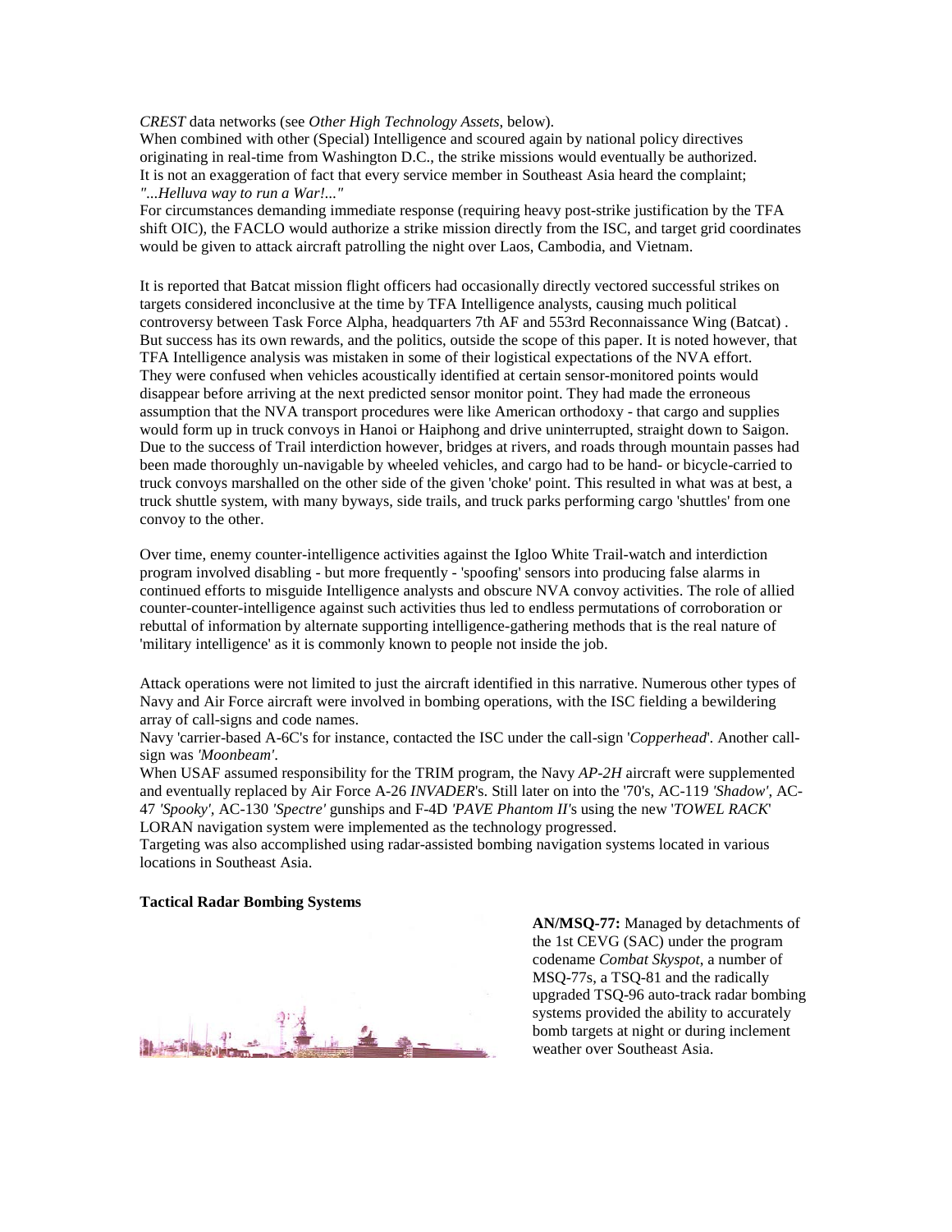*CREST* data networks (see *Other High Technology Assets*, below).
When combined with other (Special) Intelligence and scoured again by national policy directives originating in real-time from Washington D.C., the strike missions would eventually be authorized.
It is not an exaggeration of fact that every service member in Southeast Asia heard the complaint; *"...Helluva way to run a War!..."*
For circumstances demanding immediate response (requiring heavy post-strike justification by the TFA shift OIC), the FACLO would authorize a strike mission directly from the ISC, and target grid coordinates would be given to attack aircraft patrolling the night over Laos, Cambodia, and Vietnam.

It is reported that Batcat mission flight officers had occasionally directly vectored successful strikes on targets considered inconclusive at the time by TFA Intelligence analysts, causing much political controversy between Task Force Alpha, headquarters 7th AF and 553rd Reconnaissance Wing (Batcat) . But success has its own rewards, and the politics, outside the scope of this paper. It is noted however, that TFA Intelligence analysis was mistaken in some of their logistical expectations of the NVA effort. They were confused when vehicles acoustically identified at certain sensor-monitored points would disappear before arriving at the next predicted sensor monitor point. They had made the erroneous assumption that the NVA transport procedures were like American orthodoxy - that cargo and supplies would form up in truck convoys in Hanoi or Haiphong and drive uninterrupted, straight down to Saigon. Due to the success of Trail interdiction however, bridges at rivers, and roads through mountain passes had been made thoroughly un-navigable by wheeled vehicles, and cargo had to be hand- or bicycle-carried to truck convoys marshalled on the other side of the given 'choke' point. This resulted in what was at best, a truck shuttle system, with many byways, side trails, and truck parks performing cargo 'shuttles' from one convoy to the other.

Over time, enemy counter-intelligence activities against the Igloo White Trail-watch and interdiction program involved disabling - but more frequently - 'spoofing' sensors into producing false alarms in continued efforts to misguide Intelligence analysts and obscure NVA convoy activities. The role of allied counter-counter-intelligence against such activities thus led to endless permutations of corroboration or rebuttal of information by alternate supporting intelligence-gathering methods that is the real nature of 'military intelligence' as it is commonly known to people not inside the job.

Attack operations were not limited to just the aircraft identified in this narrative. Numerous other types of Navy and Air Force aircraft were involved in bombing operations, with the ISC fielding a bewildering array of call-signs and code names.
Navy 'carrier-based A-6C's for instance, contacted the ISC under the call-sign '*Copperhead*'. Another call-sign was *'Moonbeam'*.
When USAF assumed responsibility for the TRIM program, the Navy *AP-2H* aircraft were supplemented and eventually replaced by Air Force A-26 *INVADER*'s. Still later on into the '70's, AC-119 *'Shadow'*, AC-47 *'Spooky'*, AC-130 *'Spectre'* gunships and F-4D *'PAVE Phantom II'*s using the new '*TOWEL RACK*' LORAN navigation system were implemented as the technology progressed.
Targeting was also accomplished using radar-assisted bombing navigation systems located in various locations in Southeast Asia.

**Tactical Radar Bombing Systems**

**AN/MSQ-77:** Managed by detachments of the 1st CEVG (SAC) under the program codename *Combat Skyspot*, a number of MSQ-77s, a TSQ-81 and the radically upgraded TSQ-96 auto-track radar bombing systems provided the ability to accurately bomb targets at night or during inclement weather over Southeast Asia.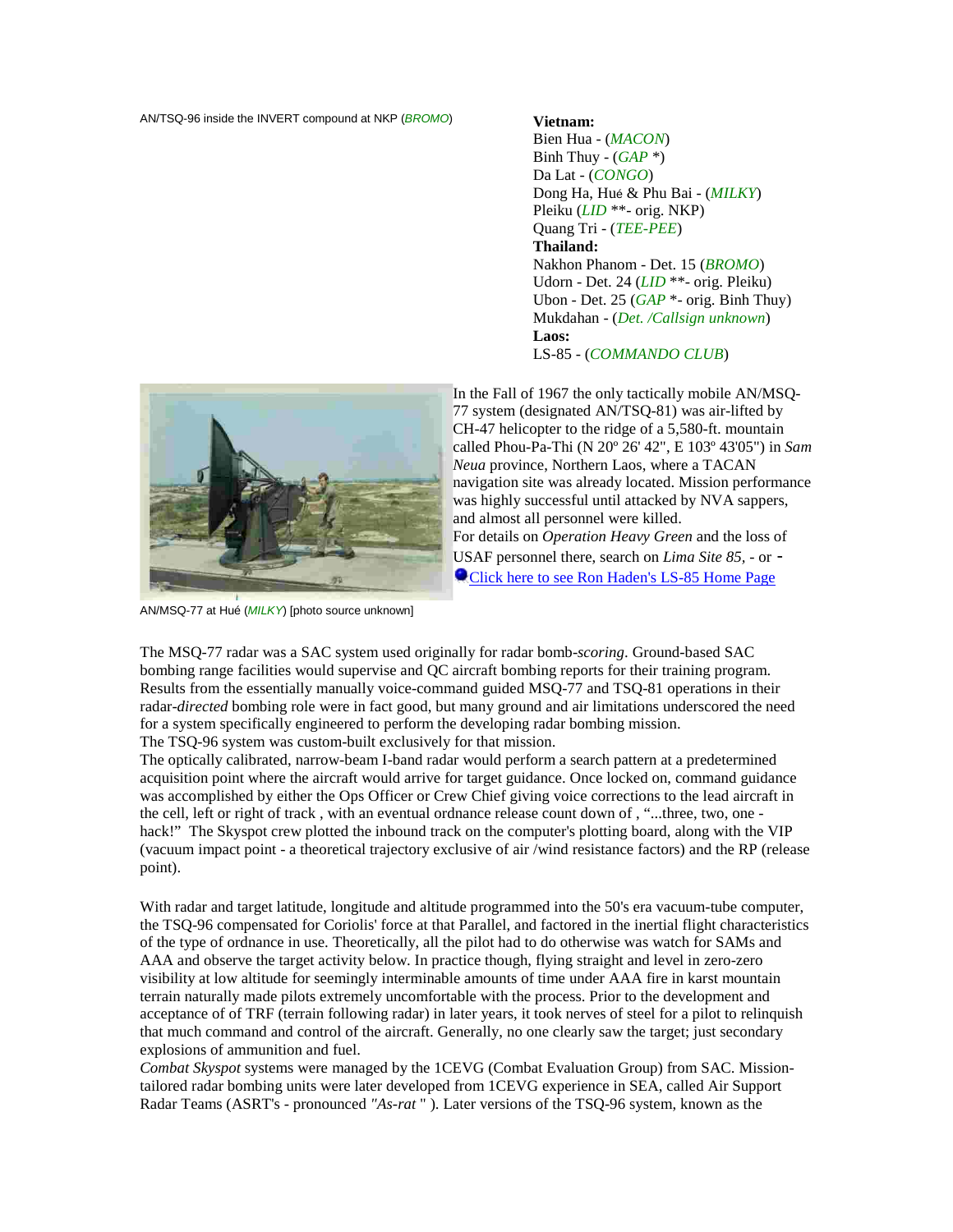AN/TSQ-96 inside the INVERT compound at NKP (*BROMO*)

**Vietnam:**
Bien Hua - (*MACON*)
Binh Thuy - (*GAP* *)
Da Lat - (*CONGO*)
Dong Ha, Hué & Phu Bai - (*MILKY*)
Pleiku (*LID* **- orig. NKP)
Quang Tri - (*TEE-PEE*)
**Thailand:**
Nakhon Phanom - Det. 15 (*BROMO*)
Udorn - Det. 24 (*LID* **- orig. Pleiku)
Ubon - Det. 25 (*GAP* *- orig. Binh Thuy)
Mukdahan - (*Det. /Callsign unknown*)
**Laos:**
LS-85 - (*COMMANDO CLUB*)

In the Fall of 1967 the only tactically mobile AN/MSQ-77 system (designated AN/TSQ-81) was air-lifted by CH-47 helicopter to the ridge of a 5,580-ft. mountain called Phou-Pa-Thi (N 20º 26' 42", E 103º 43'05") in *Sam Neua* province, Northern Laos, where a TACAN navigation site was already located. Mission performance was highly successful until attacked by NVA sappers, and almost all personnel were killed.
For details on *Operation Heavy Green* and the loss of USAF personnel there, search on *Lima Site 85*, - or - Click here to see Ron Haden's LS-85 Home Page

AN/MSQ-77 at Hué (*MILKY*) [photo source unknown]

The MSQ-77 radar was a SAC system used originally for radar bomb-*scoring*. Ground-based SAC bombing range facilities would supervise and QC aircraft bombing reports for their training program. Results from the essentially manually voice-command guided MSQ-77 and TSQ-81 operations in their radar-*directed* bombing role were in fact good, but many ground and air limitations underscored the need for a system specifically engineered to perform the developing radar bombing mission.
The TSQ-96 system was custom-built exclusively for that mission.
The optically calibrated, narrow-beam I-band radar would perform a search pattern at a predetermined acquisition point where the aircraft would arrive for target guidance. Once locked on, command guidance was accomplished by either the Ops Officer or Crew Chief giving voice corrections to the lead aircraft in the cell, left or right of track , with an eventual ordnance release count down of , "...three, two, one - hack!" The Skyspot crew plotted the inbound track on the computer's plotting board, along with the VIP (vacuum impact point - a theoretical trajectory exclusive of air /wind resistance factors) and the RP (release point).

With radar and target latitude, longitude and altitude programmed into the 50's era vacuum-tube computer, the TSQ-96 compensated for Coriolis' force at that Parallel, and factored in the inertial flight characteristics of the type of ordnance in use. Theoretically, all the pilot had to do otherwise was watch for SAMs and AAA and observe the target activity below. In practice though, flying straight and level in zero-zero visibility at low altitude for seemingly interminable amounts of time under AAA fire in karst mountain terrain naturally made pilots extremely uncomfortable with the process. Prior to the development and acceptance of of TRF (terrain following radar) in later years, it took nerves of steel for a pilot to relinquish that much command and control of the aircraft. Generally, no one clearly saw the target; just secondary explosions of ammunition and fuel.
*Combat Skyspot* systems were managed by the 1CEVG (Combat Evaluation Group) from SAC. Mission-tailored radar bombing units were later developed from 1CEVG experience in SEA, called Air Support Radar Teams (ASRT's - pronounced *"As-rat"* ). Later versions of the TSQ-96 system, known as the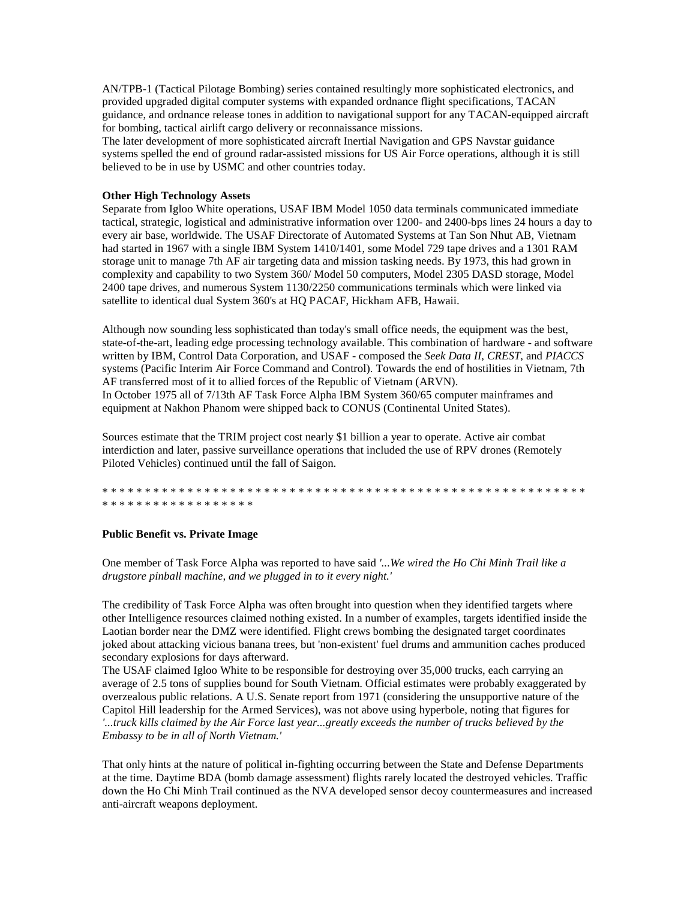AN/TPB-1 (Tactical Pilotage Bombing) series contained resultingly more sophisticated electronics, and provided upgraded digital computer systems with expanded ordnance flight specifications, TACAN guidance, and ordnance release tones in addition to navigational support for any TACAN-equipped aircraft for bombing, tactical airlift cargo delivery or reconnaissance missions.
The later development of more sophisticated aircraft Inertial Navigation and GPS Navstar guidance systems spelled the end of ground radar-assisted missions for US Air Force operations, although it is still believed to be in use by USMC and other countries today.

**Other High Technology Assets**
Separate from Igloo White operations, USAF IBM Model 1050 data terminals communicated immediate tactical, strategic, logistical and administrative information over 1200- and 2400-bps lines 24 hours a day to every air base, worldwide. The USAF Directorate of Automated Systems at Tan Son Nhut AB, Vietnam had started in 1967 with a single IBM System 1410/1401, some Model 729 tape drives and a 1301 RAM storage unit to manage 7th AF air targeting data and mission tasking needs. By 1973, this had grown in complexity and capability to two System 360/ Model 50 computers, Model 2305 DASD storage, Model 2400 tape drives, and numerous System 1130/2250 communications terminals which were linked via satellite to identical dual System 360's at HQ PACAF, Hickham AFB, Hawaii.

Although now sounding less sophisticated than today's small office needs, the equipment was the best, state-of-the-art, leading edge processing technology available. This combination of hardware - and software written by IBM, Control Data Corporation, and USAF - composed the *Seek Data II*, *CREST*, and *PIACCS* systems (Pacific Interim Air Force Command and Control). Towards the end of hostilities in Vietnam, 7th AF transferred most of it to allied forces of the Republic of Vietnam (ARVN).
In October 1975 all of 7/13th AF Task Force Alpha IBM System 360/65 computer mainframes and equipment at Nakhon Phanom were shipped back to CONUS (Continental United States).

Sources estimate that the TRIM project cost nearly $1 billion a year to operate. Active air combat interdiction and later, passive surveillance operations that included the use of RPV drones (Remotely Piloted Vehicles) continued until the fall of Saigon.

* * * * * * * * * * * * * * * * * * * * * * * * * * * * * * * * * * * * * * * * * * * * * * * * * * * * * * * * * * * * * * * * * * * * * * * * * * * * * *

**Public Benefit vs. Private Image**

One member of Task Force Alpha was reported to have said *'...We wired the Ho Chi Minh Trail like a drugstore pinball machine, and we plugged in to it every night.'*

The credibility of Task Force Alpha was often brought into question when they identified targets where other Intelligence resources claimed nothing existed. In a number of examples, targets identified inside the Laotian border near the DMZ were identified. Flight crews bombing the designated target coordinates joked about attacking vicious banana trees, but 'non-existent' fuel drums and ammunition caches produced secondary explosions for days afterward.
The USAF claimed Igloo White to be responsible for destroying over 35,000 trucks, each carrying an average of 2.5 tons of supplies bound for South Vietnam. Official estimates were probably exaggerated by overzealous public relations. A U.S. Senate report from 1971 (considering the unsupportive nature of the Capitol Hill leadership for the Armed Services), was not above using hyperbole, noting that figures for *'...truck kills claimed by the Air Force last year...greatly exceeds the number of trucks believed by the Embassy to be in all of North Vietnam.'*

That only hints at the nature of political in-fighting occurring between the State and Defense Departments at the time. Daytime BDA (bomb damage assessment) flights rarely located the destroyed vehicles. Traffic down the Ho Chi Minh Trail continued as the NVA developed sensor decoy countermeasures and increased anti-aircraft weapons deployment.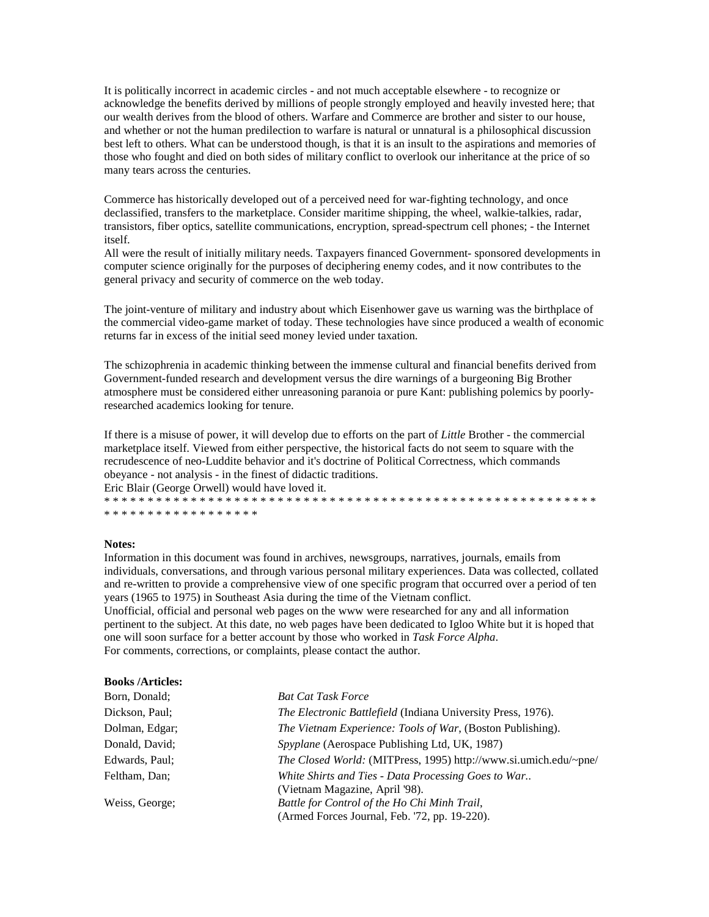It is politically incorrect in academic circles - and not much acceptable elsewhere - to recognize or acknowledge the benefits derived by millions of people strongly employed and heavily invested here; that our wealth derives from the blood of others. Warfare and Commerce are brother and sister to our house, and whether or not the human predilection to warfare is natural or unnatural is a philosophical discussion best left to others. What can be understood though, is that it is an insult to the aspirations and memories of those who fought and died on both sides of military conflict to overlook our inheritance at the price of so many tears across the centuries.

Commerce has historically developed out of a perceived need for war-fighting technology, and once declassified, transfers to the marketplace. Consider maritime shipping, the wheel, walkie-talkies, radar, transistors, fiber optics, satellite communications, encryption, spread-spectrum cell phones; - the Internet itself.
All were the result of initially military needs. Taxpayers financed Government- sponsored developments in computer science originally for the purposes of deciphering enemy codes, and it now contributes to the general privacy and security of commerce on the web today.

The joint-venture of military and industry about which Eisenhower gave us warning was the birthplace of the commercial video-game market of today. These technologies have since produced a wealth of economic returns far in excess of the initial seed money levied under taxation.

The schizophrenia in academic thinking between the immense cultural and financial benefits derived from Government-funded research and development versus the dire warnings of a burgeoning Big Brother atmosphere must be considered either unreasoning paranoia or pure Kant: publishing polemics by poorly-researched academics looking for tenure.

If there is a misuse of power, it will develop due to efforts on the part of *Little* Brother - the commercial marketplace itself. Viewed from either perspective, the historical facts do not seem to square with the recrudescence of neo-Luddite behavior and it's doctrine of Political Correctness, which commands obeyance - not analysis - in the finest of didactic traditions.
Eric Blair (George Orwell) would have loved it.
* * * * * * * * * * * * * * * * * * * * * * * * * * * * * * * * * * * * * * * * * * * * * * * * * * * * * * * * * * * * * * * * * * * * * * * * * *

**Notes:**
Information in this document was found in archives, newsgroups, narratives, journals, emails from individuals, conversations, and through various personal military experiences. Data was collected, collated and re-written to provide a comprehensive view of one specific program that occurred over a period of ten years (1965 to 1975) in Southeast Asia during the time of the Vietnam conflict.
Unofficial, official and personal web pages on the www were researched for any and all information pertinent to the subject. At this date, no web pages have been dedicated to Igloo White but it is hoped that one will soon surface for a better account by those who worked in *Task Force Alpha*.
For comments, corrections, or complaints, please contact the author.

**Books /Articles:**

| | |
|---|---|
| Born, Donald; | *Bat Cat Task Force* |
| Dickson, Paul; | *The Electronic Battlefield* (Indiana University Press, 1976). |
| Dolman, Edgar; | *The Vietnam Experience: Tools of War*, (Boston Publishing). |
| Donald, David; | *Spyplane* (Aerospace Publishing Ltd, UK, 1987) |
| Edwards, Paul; | *The Closed World:* (MITPress, 1995) http://www.si.umich.edu/~pne/ |
| Feltham, Dan; | *White Shirts and Ties - Data Processing Goes to War..* (Vietnam Magazine, April '98). |
| Weiss, George; | *Battle for Control of the Ho Chi Minh Trail*, (Armed Forces Journal, Feb. '72, pp. 19-220). |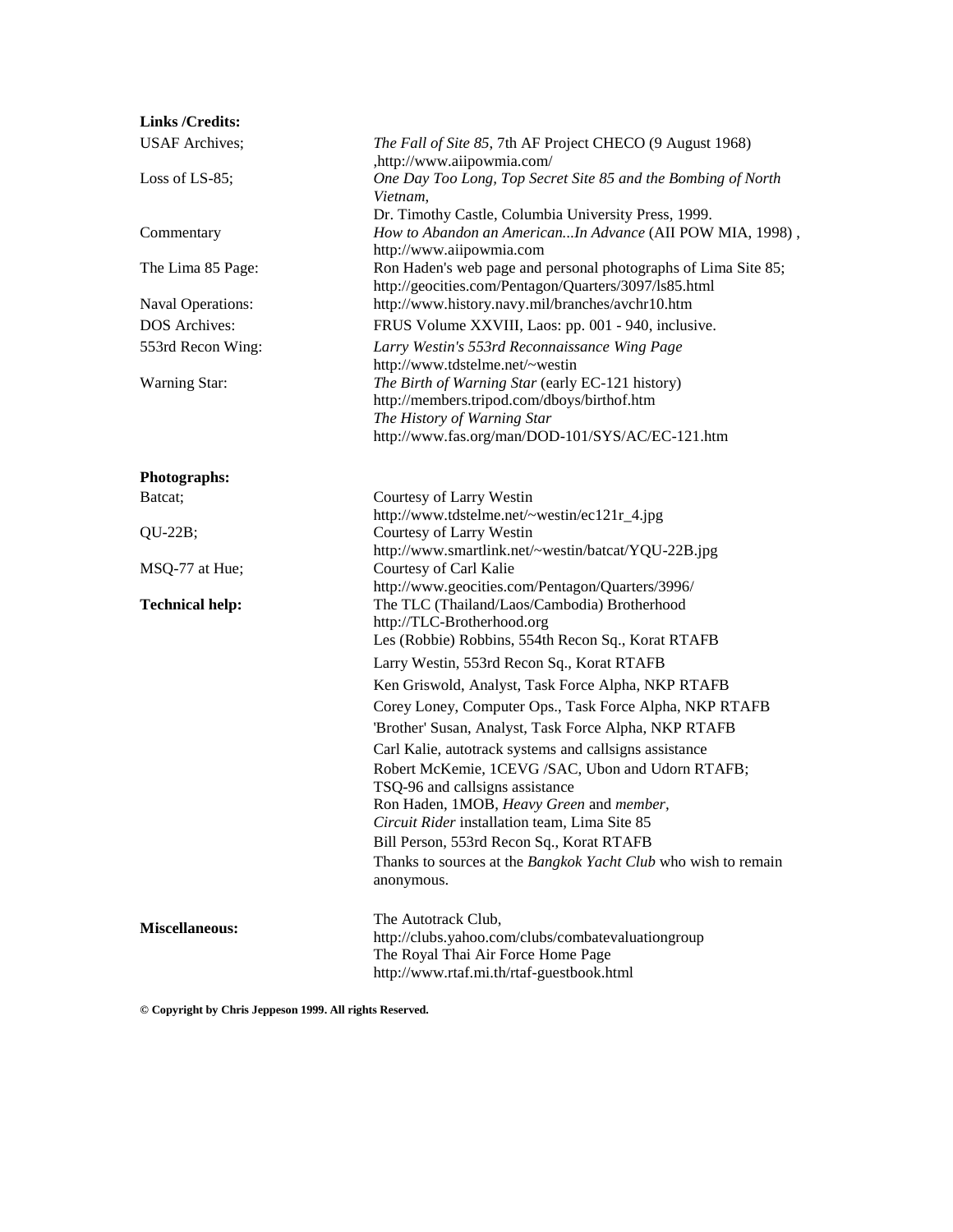**Links /Credits:**

| | |
|---|---|
| USAF Archives; | *The Fall of Site 85,* 7th AF Project CHECO (9 August 1968) ,http://www.aiipowmia.com/ |
| Loss of LS-85; | *One Day Too Long, Top Secret Site 85 and the Bombing of North Vietnam,* Dr. Timothy Castle, Columbia University Press, 1999. |
| Commentary | *How to Abandon an American...In Advance* (AII POW MIA, 1998) , http://www.aiipowmia.com |
| The Lima 85 Page: | Ron Haden's web page and personal photographs of Lima Site 85; http://geocities.com/Pentagon/Quarters/3097/ls85.html |
| Naval Operations: | http://www.history.navy.mil/branches/avchr10.htm |
| DOS Archives: | FRUS Volume XXVIII, Laos: pp. 001 - 940, inclusive. |
| 553rd Recon Wing: | *Larry Westin's 553rd Reconnaissance Wing Page* http://www.tdstelme.net/~westin |
| Warning Star: | *The Birth of Warning Star* (early EC-121 history) http://members.tripod.com/dboys/birthof.htm *The History of Warning Star* http://www.fas.org/man/DOD-101/SYS/AC/EC-121.htm |

**Photographs:**

| | |
|---|---|
| Batcat; | Courtesy of Larry Westin http://www.tdstelme.net/~westin/ec121r_4.jpg |
| QU-22B; | Courtesy of Larry Westin http://www.smartlink.net/~westin/batcat/YQU-22B.jpg |
| MSQ-77 at Hue; | Courtesy of Carl Kalie http://www.geocities.com/Pentagon/Quarters/3996/ |
| **Technical help:** | The TLC (Thailand/Laos/Cambodia) Brotherhood http://TLC-Brotherhood.org Les (Robbie) Robbins, 554th Recon Sq., Korat RTAFB |
| | Larry Westin, 553rd Recon Sq., Korat RTAFB |
| | Ken Griswold, Analyst, Task Force Alpha, NKP RTAFB |
| | Corey Loney, Computer Ops., Task Force Alpha, NKP RTAFB |
| | 'Brother' Susan, Analyst, Task Force Alpha, NKP RTAFB |
| | Carl Kalie, autotrack systems and callsigns assistance |
| | Robert McKemie, 1CEVG /SAC, Ubon and Udorn RTAFB; TSQ-96 and callsigns assistance |
| | Ron Haden, 1MOB, *Heavy Green* and *member, Circuit Rider* installation team, Lima Site 85 |
| | Bill Person, 553rd Recon Sq., Korat RTAFB |
| | Thanks to sources at the *Bangkok Yacht Club* who wish to remain anonymous. |
| **Miscellaneous:** | The Autotrack Club, http://clubs.yahoo.com/clubs/combatevaluationgroup The Royal Thai Air Force Home Page http://www.rtaf.mi.th/rtaf-guestbook.html |

**© Copyright by Chris Jeppeson 1999. All rights Reserved.**